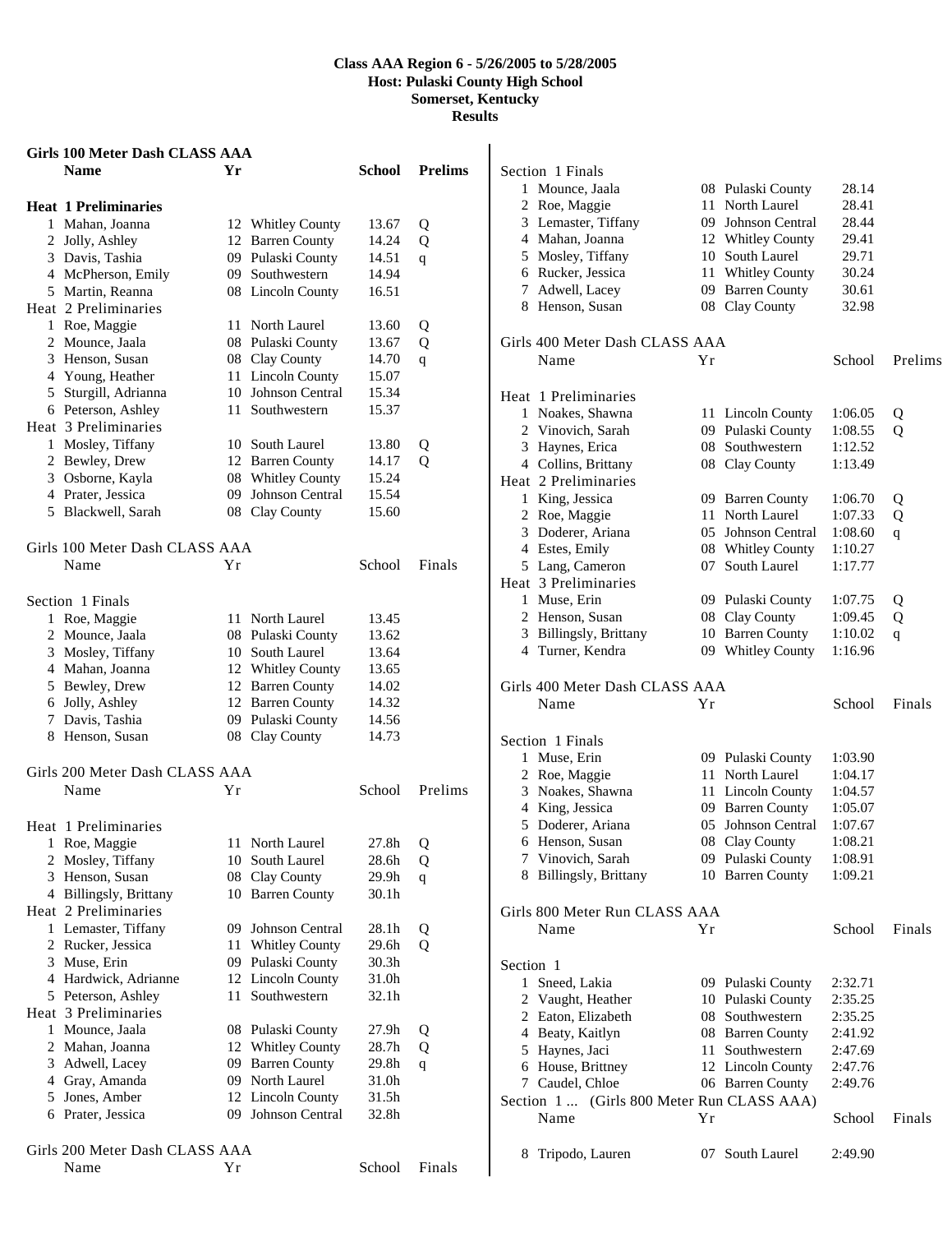# Class AAA Region 6 - 5/26/2005 to 5/28/2005

**Host: Pulaski County High School**
**Somerset, Kentucky**
**Results**

## Girls 100 Meter Dash CLASS AAA

| | Name | Yr | School | Prelims | |
|---|---|---|---|---|---|
| **Heat 1 Preliminaries** | | | | | |
| 1 | Mahan, Joanna | 12 | Whitley County | 13.67 | Q |
| 2 | Jolly, Ashley | 12 | Barren County | 14.24 | Q |
| 3 | Davis, Tashia | 09 | Pulaski County | 14.51 | q |
| 4 | McPherson, Emily | 09 | Southwestern | 14.94 | |
| 5 | Martin, Reanna | 08 | Lincoln County | 16.51 | |
| **Heat 2 Preliminaries** | | | | | |
| 1 | Roe, Maggie | 11 | North Laurel | 13.60 | Q |
| 2 | Mounce, Jaala | 08 | Pulaski County | 13.67 | Q |
| 3 | Henson, Susan | 08 | Clay County | 14.70 | q |
| 4 | Young, Heather | 11 | Lincoln County | 15.07 | |
| 5 | Sturgill, Adrianna | 10 | Johnson Central | 15.34 | |
| 6 | Peterson, Ashley | 11 | Southwestern | 15.37 | |
| **Heat 3 Preliminaries** | | | | | |
| 1 | Mosley, Tiffany | 10 | South Laurel | 13.80 | Q |
| 2 | Bewley, Drew | 12 | Barren County | 14.17 | Q |
| 3 | Osborne, Kayla | 08 | Whitley County | 15.24 | |
| 4 | Prater, Jessica | 09 | Johnson Central | 15.54 | |
| 5 | Blackwell, Sarah | 08 | Clay County | 15.60 | |

## Girls 100 Meter Dash CLASS AAA

| | Name | Yr | School | Finals |
|---|---|---|---|---|
| **Section 1 Finals** | | | | |
| 1 | Roe, Maggie | 11 | North Laurel | 13.45 |
| 2 | Mounce, Jaala | 08 | Pulaski County | 13.62 |
| 3 | Mosley, Tiffany | 10 | South Laurel | 13.64 |
| 4 | Mahan, Joanna | 12 | Whitley County | 13.65 |
| 5 | Bewley, Drew | 12 | Barren County | 14.02 |
| 6 | Jolly, Ashley | 12 | Barren County | 14.32 |
| 7 | Davis, Tashia | 09 | Pulaski County | 14.56 |
| 8 | Henson, Susan | 08 | Clay County | 14.73 |

## Girls 200 Meter Dash CLASS AAA

| | Name | Yr | School | Prelims | |
|---|---|---|---|---|---|
| **Heat 1 Preliminaries** | | | | | |
| 1 | Roe, Maggie | 11 | North Laurel | 27.8h | Q |
| 2 | Mosley, Tiffany | 10 | South Laurel | 28.6h | Q |
| 3 | Henson, Susan | 08 | Clay County | 29.9h | q |
| 4 | Billingsly, Brittany | 10 | Barren County | 30.1h | |
| **Heat 2 Preliminaries** | | | | | |
| 1 | Lemaster, Tiffany | 09 | Johnson Central | 28.1h | Q |
| 2 | Rucker, Jessica | 11 | Whitley County | 29.6h | Q |
| 3 | Muse, Erin | 09 | Pulaski County | 30.3h | |
| 4 | Hardwick, Adrianne | 12 | Lincoln County | 31.0h | |
| 5 | Peterson, Ashley | 11 | Southwestern | 32.1h | |
| **Heat 3 Preliminaries** | | | | | |
| 1 | Mounce, Jaala | 08 | Pulaski County | 27.9h | Q |
| 2 | Mahan, Joanna | 12 | Whitley County | 28.7h | Q |
| 3 | Adwell, Lacey | 09 | Barren County | 29.8h | q |
| 4 | Gray, Amanda | 09 | North Laurel | 31.0h | |
| 5 | Jones, Amber | 12 | Lincoln County | 31.5h | |
| 6 | Prater, Jessica | 09 | Johnson Central | 32.8h | |

## Girls 200 Meter Dash CLASS AAA

| | Name | Yr | School | Finals |
|---|---|---|---|---|
| **Section 1 Finals** | | | | |
| 1 | Mounce, Jaala | 08 | Pulaski County | 28.14 |
| 2 | Roe, Maggie | 11 | North Laurel | 28.41 |
| 3 | Lemaster, Tiffany | 09 | Johnson Central | 28.44 |
| 4 | Mahan, Joanna | 12 | Whitley County | 29.41 |
| 5 | Mosley, Tiffany | 10 | South Laurel | 29.71 |
| 6 | Rucker, Jessica | 11 | Whitley County | 30.24 |
| 7 | Adwell, Lacey | 09 | Barren County | 30.61 |
| 8 | Henson, Susan | 08 | Clay County | 32.98 |

## Girls 400 Meter Dash CLASS AAA

| | Name | Yr | School | Prelims | |
|---|---|---|---|---|---|
| **Heat 1 Preliminaries** | | | | | |
| 1 | Noakes, Shawna | 11 | Lincoln County | 1:06.05 | Q |
| 2 | Vinovich, Sarah | 09 | Pulaski County | 1:08.55 | Q |
| 3 | Haynes, Erica | 08 | Southwestern | 1:12.52 | |
| 4 | Collins, Brittany | 08 | Clay County | 1:13.49 | |
| **Heat 2 Preliminaries** | | | | | |
| 1 | King, Jessica | 09 | Barren County | 1:06.70 | Q |
| 2 | Roe, Maggie | 11 | North Laurel | 1:07.33 | Q |
| 3 | Doderer, Ariana | 05 | Johnson Central | 1:08.60 | q |
| 4 | Estes, Emily | 08 | Whitley County | 1:10.27 | |
| 5 | Lang, Cameron | 07 | South Laurel | 1:17.77 | |
| **Heat 3 Preliminaries** | | | | | |
| 1 | Muse, Erin | 09 | Pulaski County | 1:07.75 | Q |
| 2 | Henson, Susan | 08 | Clay County | 1:09.45 | Q |
| 3 | Billingsly, Brittany | 10 | Barren County | 1:10.02 | q |
| 4 | Turner, Kendra | 09 | Whitley County | 1:16.96 | |

## Girls 400 Meter Dash CLASS AAA

| | Name | Yr | School | Finals |
|---|---|---|---|---|
| **Section 1 Finals** | | | | |
| 1 | Muse, Erin | 09 | Pulaski County | 1:03.90 |
| 2 | Roe, Maggie | 11 | North Laurel | 1:04.17 |
| 3 | Noakes, Shawna | 11 | Lincoln County | 1:04.57 |
| 4 | King, Jessica | 09 | Barren County | 1:05.07 |
| 5 | Doderer, Ariana | 05 | Johnson Central | 1:07.67 |
| 6 | Henson, Susan | 08 | Clay County | 1:08.21 |
| 7 | Vinovich, Sarah | 09 | Pulaski County | 1:08.91 |
| 8 | Billingsly, Brittany | 10 | Barren County | 1:09.21 |

## Girls 800 Meter Run CLASS AAA

| | Name | Yr | School | Finals |
|---|---|---|---|---|
| **Section 1** | | | | |
| 1 | Sneed, Lakia | 09 | Pulaski County | 2:32.71 |
| 2 | Vaught, Heather | 10 | Pulaski County | 2:35.25 |
| 2 | Eaton, Elizabeth | 08 | Southwestern | 2:35.25 |
| 4 | Beaty, Kaitlyn | 08 | Barren County | 2:41.92 |
| 5 | Haynes, Jaci | 11 | Southwestern | 2:47.69 |
| 6 | House, Brittney | 12 | Lincoln County | 2:47.76 |
| 7 | Caudel, Chloe | 06 | Barren County | 2:49.76 |
| **Section 1 ... (Girls 800 Meter Run CLASS AAA)** | | | | |
| 8 | Tripodo, Lauren | 07 | South Laurel | 2:49.90 |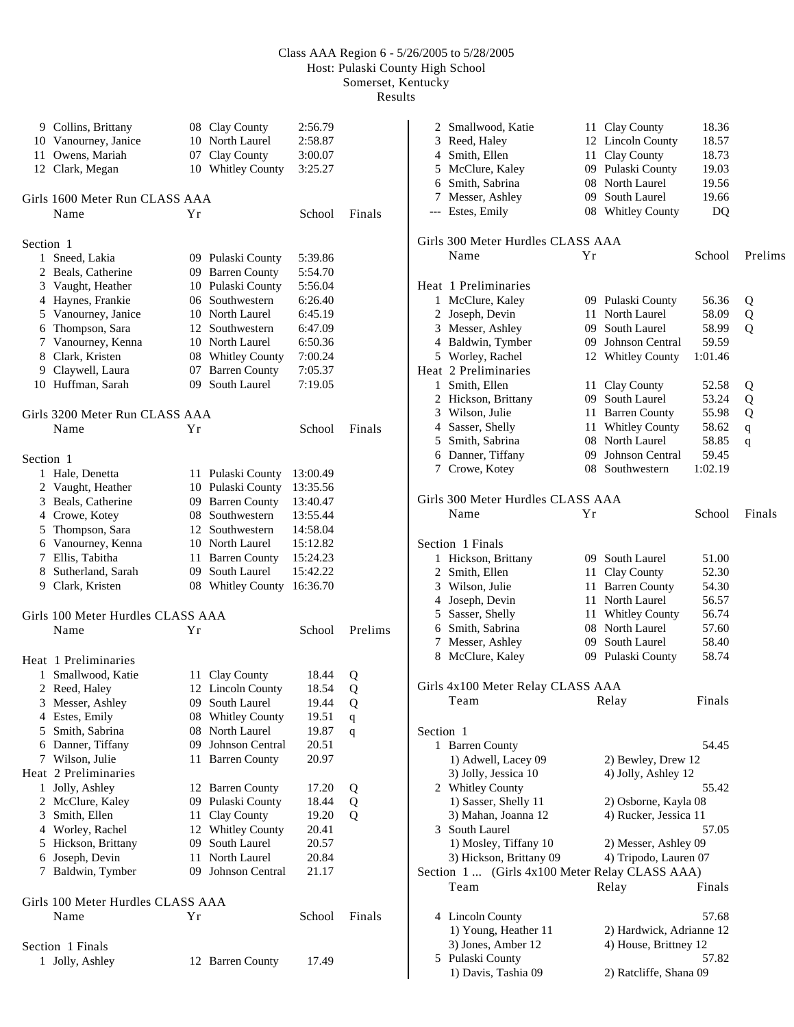Class AAA Region 6 - 5/26/2005 to 5/28/2005
Host: Pulaski County High School
Somerset, Kentucky
Results

| | Name | Yr | School | Finals |
|---|---|---|---|---|
| 9 | Collins, Brittany | 08 | Clay County | 2:56.79 |
| 10 | Vanourney, Janice | 10 | North Laurel | 2:58.87 |
| 11 | Owens, Mariah | 07 | Clay County | 3:00.07 |
| 12 | Clark, Megan | 10 | Whitley County | 3:25.27 |

## Girls 1600 Meter Run CLASS AAA

Section 1

| | Name | Yr | School | Finals |
|---|---|---|---|---|
| 1 | Sneed, Lakia | 09 | Pulaski County | 5:39.86 |
| 2 | Beals, Catherine | 09 | Barren County | 5:54.70 |
| 3 | Vaught, Heather | 10 | Pulaski County | 5:56.04 |
| 4 | Haynes, Frankie | 06 | Southwestern | 6:26.40 |
| 5 | Vanourney, Janice | 10 | North Laurel | 6:45.19 |
| 6 | Thompson, Sara | 12 | Southwestern | 6:47.09 |
| 7 | Vanourney, Kenna | 10 | North Laurel | 6:50.36 |
| 8 | Clark, Kristen | 08 | Whitley County | 7:00.24 |
| 9 | Claywell, Laura | 07 | Barren County | 7:05.37 |
| 10 | Huffman, Sarah | 09 | South Laurel | 7:19.05 |

## Girls 3200 Meter Run CLASS AAA

Section 1

| | Name | Yr | School | Finals |
|---|---|---|---|---|
| 1 | Hale, Denetta | 11 | Pulaski County | 13:00.49 |
| 2 | Vaught, Heather | 10 | Pulaski County | 13:35.56 |
| 3 | Beals, Catherine | 09 | Barren County | 13:40.47 |
| 4 | Crowe, Kotey | 08 | Southwestern | 13:55.44 |
| 5 | Thompson, Sara | 12 | Southwestern | 14:58.04 |
| 6 | Vanourney, Kenna | 10 | North Laurel | 15:12.82 |
| 7 | Ellis, Tabitha | 11 | Barren County | 15:24.23 |
| 8 | Sutherland, Sarah | 09 | South Laurel | 15:42.22 |
| 9 | Clark, Kristen | 08 | Whitley County | 16:36.70 |

## Girls 100 Meter Hurdles CLASS AAA

| | Name | Yr | School | Prelims | |
|---|---|---|---|---|---|
| **Heat 1 Preliminaries** | | | | | |
| 1 | Smallwood, Katie | 11 | Clay County | 18.44 | Q |
| 2 | Reed, Haley | 12 | Lincoln County | 18.54 | Q |
| 3 | Messer, Ashley | 09 | South Laurel | 19.44 | Q |
| 4 | Estes, Emily | 08 | Whitley County | 19.51 | q |
| 5 | Smith, Sabrina | 08 | North Laurel | 19.87 | q |
| 6 | Danner, Tiffany | 09 | Johnson Central | 20.51 | |
| 7 | Wilson, Julie | 11 | Barren County | 20.97 | |
| **Heat 2 Preliminaries** | | | | | |
| 1 | Jolly, Ashley | 12 | Barren County | 17.20 | Q |
| 2 | McClure, Kaley | 09 | Pulaski County | 18.44 | Q |
| 3 | Smith, Ellen | 11 | Clay County | 19.20 | Q |
| 4 | Worley, Rachel | 12 | Whitley County | 20.41 | |
| 5 | Hickson, Brittany | 09 | South Laurel | 20.57 | |
| 6 | Joseph, Devin | 11 | North Laurel | 20.84 | |
| 7 | Baldwin, Tymber | 09 | Johnson Central | 21.17 | |

## Girls 100 Meter Hurdles CLASS AAA

Section 1 Finals

| | Name | Yr | School | Finals |
|---|---|---|---|---|
| 1 | Jolly, Ashley | 12 | Barren County | 17.49 |
| 2 | Smallwood, Katie | 11 | Clay County | 18.36 |
| 3 | Reed, Haley | 12 | Lincoln County | 18.57 |
| 4 | Smith, Ellen | 11 | Clay County | 18.73 |
| 5 | McClure, Kaley | 09 | Pulaski County | 19.03 |
| 6 | Smith, Sabrina | 08 | North Laurel | 19.56 |
| 7 | Messer, Ashley | 09 | South Laurel | 19.66 |
| --- | Estes, Emily | 08 | Whitley County | DQ |

## Girls 300 Meter Hurdles CLASS AAA

| | Name | Yr | School | Prelims | |
|---|---|---|---|---|---|
| **Heat 1 Preliminaries** | | | | | |
| 1 | McClure, Kaley | 09 | Pulaski County | 56.36 | Q |
| 2 | Joseph, Devin | 11 | North Laurel | 58.09 | Q |
| 3 | Messer, Ashley | 09 | South Laurel | 58.99 | Q |
| 4 | Baldwin, Tymber | 09 | Johnson Central | 59.59 | |
| 5 | Worley, Rachel | 12 | Whitley County | 1:01.46 | |
| **Heat 2 Preliminaries** | | | | | |
| 1 | Smith, Ellen | 11 | Clay County | 52.58 | Q |
| 2 | Hickson, Brittany | 09 | South Laurel | 53.24 | Q |
| 3 | Wilson, Julie | 11 | Barren County | 55.98 | Q |
| 4 | Sasser, Shelly | 11 | Whitley County | 58.62 | q |
| 5 | Smith, Sabrina | 08 | North Laurel | 58.85 | q |
| 6 | Danner, Tiffany | 09 | Johnson Central | 59.45 | |
| 7 | Crowe, Kotey | 08 | Southwestern | 1:02.19 | |

## Girls 300 Meter Hurdles CLASS AAA

Section 1 Finals

| | Name | Yr | School | Finals |
|---|---|---|---|---|
| 1 | Hickson, Brittany | 09 | South Laurel | 51.00 |
| 2 | Smith, Ellen | 11 | Clay County | 52.30 |
| 3 | Wilson, Julie | 11 | Barren County | 54.30 |
| 4 | Joseph, Devin | 11 | North Laurel | 56.57 |
| 5 | Sasser, Shelly | 11 | Whitley County | 56.74 |
| 6 | Smith, Sabrina | 08 | North Laurel | 57.60 |
| 7 | Messer, Ashley | 09 | South Laurel | 58.40 |
| 8 | McClure, Kaley | 09 | Pulaski County | 58.74 |

## Girls 4x100 Meter Relay CLASS AAA

Section 1

| | Team | Relay | Finals |
|---|---|---|---|
| 1 | Barren County | | 54.45 |
| | 1) Adwell, Lacey 09 | 2) Bewley, Drew 12 | |
| | 3) Jolly, Jessica 10 | 4) Jolly, Ashley 12 | |
| 2 | Whitley County | | 55.42 |
| | 1) Sasser, Shelly 11 | 2) Osborne, Kayla 08 | |
| | 3) Mahan, Joanna 12 | 4) Rucker, Jessica 11 | |
| 3 | South Laurel | | 57.05 |
| | 1) Mosley, Tiffany 10 | 2) Messer, Ashley 09 | |
| | 3) Hickson, Brittany 09 | 4) Tripodo, Lauren 07 | |
| 4 | Lincoln County | | 57.68 |
| | 1) Young, Heather 11 | 2) Hardwick, Adrianne 12 | |
| | 3) Jones, Amber 12 | 4) House, Brittney 12 | |
| 5 | Pulaski County | | 57.82 |
| | 1) Davis, Tashia 09 | 2) Ratcliffe, Shana 09 | |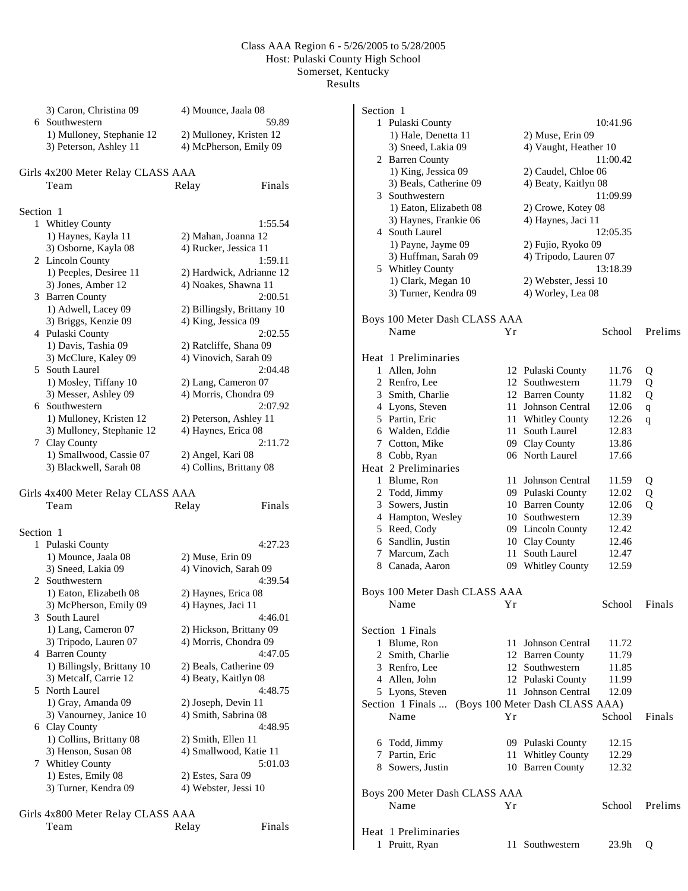Class AAA Region 6 - 5/26/2005 to 5/28/2005
Host: Pulaski County High School
Somerset, Kentucky
Results

3) Caron, Christina 09 — 4) Mounce, Jaala 08

6 Southwestern — 59.89
1) Mulloney, Stephanie 12 — 2) Mulloney, Kristen 12
3) Peterson, Ashley 11 — 4) McPherson, Emily 09

## Girls 4x200 Meter Relay CLASS AAA

| | Team | Relay | Finals |
|---|---|---|---|

Section 1

| Place | Team | | Finals |
|---|---|---|---|
| 1 | Whitley County | | 1:55.54 |
| | 1) Haynes, Kayla 11 | 2) Mahan, Joanna 12 | |
| | 3) Osborne, Kayla 08 | 4) Rucker, Jessica 11 | |
| 2 | Lincoln County | | 1:59.11 |
| | 1) Peeples, Desiree 11 | 2) Hardwick, Adrianne 12 | |
| | 3) Jones, Amber 12 | 4) Noakes, Shawna 11 | |
| 3 | Barren County | | 2:00.51 |
| | 1) Adwell, Lacey 09 | 2) Billingsly, Brittany 10 | |
| | 3) Briggs, Kenzie 09 | 4) King, Jessica 09 | |
| 4 | Pulaski County | | 2:02.55 |
| | 1) Davis, Tashia 09 | 2) Ratcliffe, Shana 09 | |
| | 3) McClure, Kaley 09 | 4) Vinovich, Sarah 09 | |
| 5 | South Laurel | | 2:04.48 |
| | 1) Mosley, Tiffany 10 | 2) Lang, Cameron 07 | |
| | 3) Messer, Ashley 09 | 4) Morris, Chondra 09 | |
| 6 | Southwestern | | 2:07.92 |
| | 1) Mulloney, Kristen 12 | 2) Peterson, Ashley 11 | |
| | 3) Mulloney, Stephanie 12 | 4) Haynes, Erica 08 | |
| 7 | Clay County | | 2:11.72 |
| | 1) Smallwood, Cassie 07 | 2) Angel, Kari 08 | |
| | 3) Blackwell, Sarah 08 | 4) Collins, Brittany 08 | |

## Girls 4x400 Meter Relay CLASS AAA

| | Team | Relay | Finals |
|---|---|---|---|

Section 1

| Place | Team | | Finals |
|---|---|---|---|
| 1 | Pulaski County | | 4:27.23 |
| | 1) Mounce, Jaala 08 | 2) Muse, Erin 09 | |
| | 3) Sneed, Lakia 09 | 4) Vinovich, Sarah 09 | |
| 2 | Southwestern | | 4:39.54 |
| | 1) Eaton, Elizabeth 08 | 2) Haynes, Erica 08 | |
| | 3) McPherson, Emily 09 | 4) Haynes, Jaci 11 | |
| 3 | South Laurel | | 4:46.01 |
| | 1) Lang, Cameron 07 | 2) Hickson, Brittany 09 | |
| | 3) Tripodo, Lauren 07 | 4) Morris, Chondra 09 | |
| 4 | Barren County | | 4:47.05 |
| | 1) Billingsly, Brittany 10 | 2) Beals, Catherine 09 | |
| | 3) Metcalf, Carrie 12 | 4) Beaty, Kaitlyn 08 | |
| 5 | North Laurel | | 4:48.75 |
| | 1) Gray, Amanda 09 | 2) Joseph, Devin 11 | |
| | 3) Vanourney, Janice 10 | 4) Smith, Sabrina 08 | |
| 6 | Clay County | | 4:48.95 |
| | 1) Collins, Brittany 08 | 2) Smith, Ellen 11 | |
| | 3) Henson, Susan 08 | 4) Smallwood, Katie 11 | |
| 7 | Whitley County | | 5:01.03 |
| | 1) Estes, Emily 08 | 2) Estes, Sara 09 | |
| | 3) Turner, Kendra 09 | 4) Webster, Jessi 10 | |

## Girls 4x800 Meter Relay CLASS AAA

| | Team | Relay | Finals |
|---|---|---|---|

Section 1

| Place | Team | | Finals |
|---|---|---|---|
| 1 | Pulaski County | | 10:41.96 |
| | 1) Hale, Denetta 11 | 2) Muse, Erin 09 | |
| | 3) Sneed, Lakia 09 | 4) Vaught, Heather 10 | |
| 2 | Barren County | | 11:00.42 |
| | 1) King, Jessica 09 | 2) Caudel, Chloe 06 | |
| | 3) Beals, Catherine 09 | 4) Beaty, Kaitlyn 08 | |
| 3 | Southwestern | | 11:09.99 |
| | 1) Eaton, Elizabeth 08 | 2) Crowe, Kotey 08 | |
| | 3) Haynes, Frankie 06 | 4) Haynes, Jaci 11 | |
| 4 | South Laurel | | 12:05.35 |
| | 1) Payne, Jayme 09 | 2) Fujio, Ryoko 09 | |
| | 3) Huffman, Sarah 09 | 4) Tripodo, Lauren 07 | |
| 5 | Whitley County | | 13:18.39 |
| | 1) Clark, Megan 10 | 2) Webster, Jessi 10 | |
| | 3) Turner, Kendra 09 | 4) Worley, Lea 08 | |

## Boys 100 Meter Dash CLASS AAA

Heat 1 Preliminaries

| Place | Name | Yr | School | Prelims | |
|---|---|---|---|---|---|
| 1 | Allen, John | 12 | Pulaski County | 11.76 | Q |
| 2 | Renfro, Lee | 12 | Southwestern | 11.79 | Q |
| 3 | Smith, Charlie | 12 | Barren County | 11.82 | Q |
| 4 | Lyons, Steven | 11 | Johnson Central | 12.06 | q |
| 5 | Partin, Eric | 11 | Whitley County | 12.26 | q |
| 6 | Walden, Eddie | 11 | South Laurel | 12.83 | |
| 7 | Cotton, Mike | 09 | Clay County | 13.86 | |
| 8 | Cobb, Ryan | 06 | North Laurel | 17.66 | |

Heat 2 Preliminaries

| Place | Name | Yr | School | Prelims | |
|---|---|---|---|---|---|
| 1 | Blume, Ron | 11 | Johnson Central | 11.59 | Q |
| 2 | Todd, Jimmy | 09 | Pulaski County | 12.02 | Q |
| 3 | Sowers, Justin | 10 | Barren County | 12.06 | Q |
| 4 | Hampton, Wesley | 10 | Southwestern | 12.39 | |
| 5 | Reed, Cody | 09 | Lincoln County | 12.42 | |
| 6 | Sandlin, Justin | 10 | Clay County | 12.46 | |
| 7 | Marcum, Zach | 11 | South Laurel | 12.47 | |
| 8 | Canada, Aaron | 09 | Whitley County | 12.59 | |

## Boys 100 Meter Dash CLASS AAA

Section 1 Finals

| Place | Name | Yr | School | Finals |
|---|---|---|---|---|
| 1 | Blume, Ron | 11 | Johnson Central | 11.72 |
| 2 | Smith, Charlie | 12 | Barren County | 11.79 |
| 3 | Renfro, Lee | 12 | Southwestern | 11.85 |
| 4 | Allen, John | 12 | Pulaski County | 11.99 |
| 5 | Lyons, Steven | 11 | Johnson Central | 12.09 |
| 6 | Todd, Jimmy | 09 | Pulaski County | 12.15 |
| 7 | Partin, Eric | 11 | Whitley County | 12.29 |
| 8 | Sowers, Justin | 10 | Barren County | 12.32 |

## Boys 200 Meter Dash CLASS AAA

Heat 1 Preliminaries

| Place | Name | Yr | School | Prelims | |
|---|---|---|---|---|---|
| 1 | Pruitt, Ryan | 11 | Southwestern | 23.9h | Q |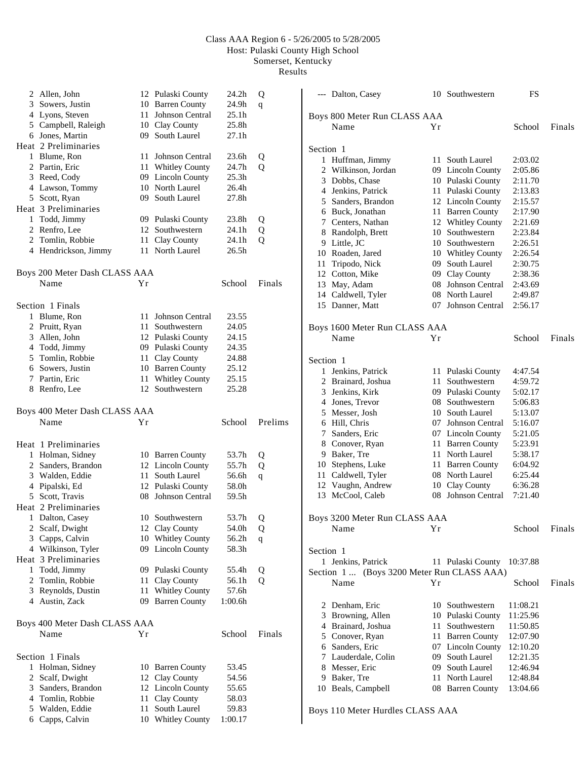# Class AAA Region 6 - 5/26/2005 to 5/28/2005
Host: Pulaski County High School
Somerset, Kentucky
Results

| | Name | Yr | School | Prelims | |
|---|---|---|---|---|---|
| 2 | Allen, John | 12 | Pulaski County | 24.2h | Q |
| 3 | Sowers, Justin | 10 | Barren County | 24.9h | q |
| 4 | Lyons, Steven | 11 | Johnson Central | 25.1h | |
| 5 | Campbell, Raleigh | 10 | Clay County | 25.8h | |
| 6 | Jones, Martin | 09 | South Laurel | 27.1h | |

Heat 2 Preliminaries

| | Name | Yr | School | Prelims | |
|---|---|---|---|---|---|
| 1 | Blume, Ron | 11 | Johnson Central | 23.6h | Q |
| 2 | Partin, Eric | 11 | Whitley County | 24.7h | Q |
| 3 | Reed, Cody | 09 | Lincoln County | 25.3h | |
| 4 | Lawson, Tommy | 10 | North Laurel | 26.4h | |
| 5 | Scott, Ryan | 09 | South Laurel | 27.8h | |

Heat 3 Preliminaries

| | Name | Yr | School | Prelims | |
|---|---|---|---|---|---|
| 1 | Todd, Jimmy | 09 | Pulaski County | 23.8h | Q |
| 2 | Renfro, Lee | 12 | Southwestern | 24.1h | Q |
| 2 | Tomlin, Robbie | 11 | Clay County | 24.1h | Q |
| 4 | Hendrickson, Jimmy | 11 | North Laurel | 26.5h | |

## Boys 200 Meter Dash CLASS AAA

Section 1 Finals

| | Name | Yr | School | Finals |
|---|---|---|---|---|
| 1 | Blume, Ron | 11 | Johnson Central | 23.55 |
| 2 | Pruitt, Ryan | 11 | Southwestern | 24.05 |
| 3 | Allen, John | 12 | Pulaski County | 24.15 |
| 4 | Todd, Jimmy | 09 | Pulaski County | 24.35 |
| 5 | Tomlin, Robbie | 11 | Clay County | 24.88 |
| 6 | Sowers, Justin | 10 | Barren County | 25.12 |
| 7 | Partin, Eric | 11 | Whitley County | 25.15 |
| 8 | Renfro, Lee | 12 | Southwestern | 25.28 |

## Boys 400 Meter Dash CLASS AAA

Heat 1 Preliminaries

| | Name | Yr | School | Prelims | |
|---|---|---|---|---|---|
| 1 | Holman, Sidney | 10 | Barren County | 53.7h | Q |
| 2 | Sanders, Brandon | 12 | Lincoln County | 55.7h | Q |
| 3 | Walden, Eddie | 11 | South Laurel | 56.6h | q |
| 4 | Pipalski, Ed | 12 | Pulaski County | 58.0h | |
| 5 | Scott, Travis | 08 | Johnson Central | 59.5h | |

Heat 2 Preliminaries

| | Name | Yr | School | Prelims | |
|---|---|---|---|---|---|
| 1 | Dalton, Casey | 10 | Southwestern | 53.7h | Q |
| 2 | Scalf, Dwight | 12 | Clay County | 54.0h | Q |
| 3 | Capps, Calvin | 10 | Whitley County | 56.2h | q |
| 4 | Wilkinson, Tyler | 09 | Lincoln County | 58.3h | |

Heat 3 Preliminaries

| | Name | Yr | School | Prelims | |
|---|---|---|---|---|---|
| 1 | Todd, Jimmy | 09 | Pulaski County | 55.4h | Q |
| 2 | Tomlin, Robbie | 11 | Clay County | 56.1h | Q |
| 3 | Reynolds, Dustin | 11 | Whitley County | 57.6h | |
| 4 | Austin, Zack | 09 | Barren County | 1:00.6h | |

## Boys 400 Meter Dash CLASS AAA

Section 1 Finals

| | Name | Yr | School | Finals |
|---|---|---|---|---|
| 1 | Holman, Sidney | 10 | Barren County | 53.45 |
| 2 | Scalf, Dwight | 12 | Clay County | 54.56 |
| 3 | Sanders, Brandon | 12 | Lincoln County | 55.65 |
| 4 | Tomlin, Robbie | 11 | Clay County | 58.03 |
| 5 | Walden, Eddie | 11 | South Laurel | 59.83 |
| 6 | Capps, Calvin | 10 | Whitley County | 1:00.17 |
| --- | Dalton, Casey | 10 | Southwestern | FS |

## Boys 800 Meter Run CLASS AAA

Section 1

| | Name | Yr | School | Finals |
|---|---|---|---|---|
| 1 | Huffman, Jimmy | 11 | South Laurel | 2:03.02 |
| 2 | Wilkinson, Jordan | 09 | Lincoln County | 2:05.86 |
| 3 | Dobbs, Chase | 10 | Pulaski County | 2:11.70 |
| 4 | Jenkins, Patrick | 11 | Pulaski County | 2:13.83 |
| 5 | Sanders, Brandon | 12 | Lincoln County | 2:15.57 |
| 6 | Buck, Jonathan | 11 | Barren County | 2:17.90 |
| 7 | Centers, Nathan | 12 | Whitley County | 2:21.69 |
| 8 | Randolph, Brett | 10 | Southwestern | 2:23.84 |
| 9 | Little, JC | 10 | Southwestern | 2:26.51 |
| 10 | Roaden, Jared | 10 | Whitley County | 2:26.54 |
| 11 | Tripodo, Nick | 09 | South Laurel | 2:30.75 |
| 12 | Cotton, Mike | 09 | Clay County | 2:38.36 |
| 13 | May, Adam | 08 | Johnson Central | 2:43.69 |
| 14 | Caldwell, Tyler | 08 | North Laurel | 2:49.87 |
| 15 | Danner, Matt | 07 | Johnson Central | 2:56.17 |

## Boys 1600 Meter Run CLASS AAA

Section 1

| | Name | Yr | School | Finals |
|---|---|---|---|---|
| 1 | Jenkins, Patrick | 11 | Pulaski County | 4:47.54 |
| 2 | Brainard, Joshua | 11 | Southwestern | 4:59.72 |
| 3 | Jenkins, Kirk | 09 | Pulaski County | 5:02.17 |
| 4 | Jones, Trevor | 08 | Southwestern | 5:06.83 |
| 5 | Messer, Josh | 10 | South Laurel | 5:13.07 |
| 6 | Hill, Chris | 07 | Johnson Central | 5:16.07 |
| 7 | Sanders, Eric | 07 | Lincoln County | 5:21.05 |
| 8 | Conover, Ryan | 11 | Barren County | 5:23.91 |
| 9 | Baker, Tre | 11 | North Laurel | 5:38.17 |
| 10 | Stephens, Luke | 11 | Barren County | 6:04.92 |
| 11 | Caldwell, Tyler | 08 | North Laurel | 6:25.44 |
| 12 | Vaughn, Andrew | 10 | Clay County | 6:36.28 |
| 13 | McCool, Caleb | 08 | Johnson Central | 7:21.40 |

## Boys 3200 Meter Run CLASS AAA

Section 1

| | Name | Yr | School | Finals |
|---|---|---|---|---|
| 1 | Jenkins, Patrick | 11 | Pulaski County | 10:37.88 |
| 2 | Denham, Eric | 10 | Southwestern | 11:08.21 |
| 3 | Browning, Allen | 10 | Pulaski County | 11:25.96 |
| 4 | Brainard, Joshua | 11 | Southwestern | 11:50.85 |
| 5 | Conover, Ryan | 11 | Barren County | 12:07.90 |
| 6 | Sanders, Eric | 07 | Lincoln County | 12:10.20 |
| 7 | Lauderdale, Colin | 09 | South Laurel | 12:21.35 |
| 8 | Messer, Eric | 09 | South Laurel | 12:46.94 |
| 9 | Baker, Tre | 11 | North Laurel | 12:48.84 |
| 10 | Beals, Campbell | 08 | Barren County | 13:04.66 |

## Boys 110 Meter Hurdles CLASS AAA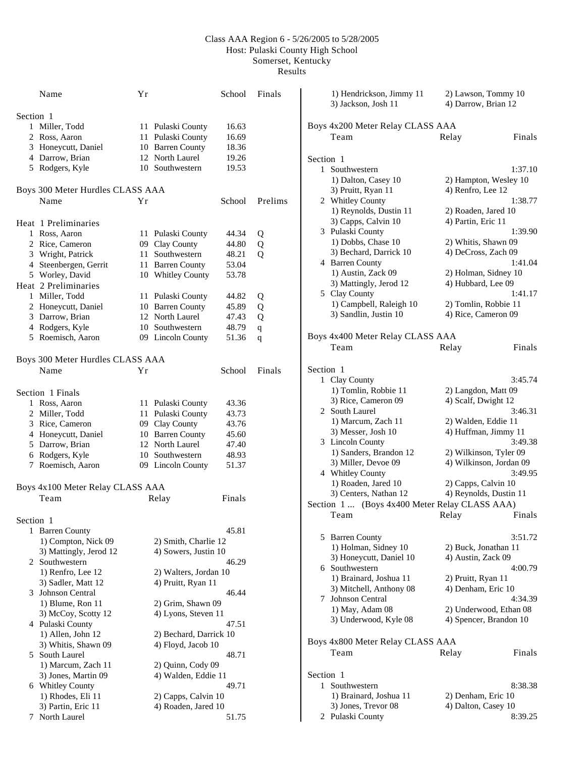# Class AAA Region 6 - 5/26/2005 to 5/28/2005
Host: Pulaski County High School
Somerset, Kentucky
Results

| | Name | Yr | School | Finals |
|---|---|---|---|---|
| **Section 1** | | | | |
| 1 | Miller, Todd | 11 | Pulaski County | 16.63 |
| 2 | Ross, Aaron | 11 | Pulaski County | 16.69 |
| 3 | Honeycutt, Daniel | 10 | Barren County | 18.36 |
| 4 | Darrow, Brian | 12 | North Laurel | 19.26 |
| 5 | Rodgers, Kyle | 10 | Southwestern | 19.53 |

## Boys 300 Meter Hurdles CLASS AAA

| | Name | Yr | School | Prelims | |
|---|---|---|---|---|---|
| **Heat 1 Preliminaries** | | | | | |
| 1 | Ross, Aaron | 11 | Pulaski County | 44.34 | Q |
| 2 | Rice, Cameron | 09 | Clay County | 44.80 | Q |
| 3 | Wright, Patrick | 11 | Southwestern | 48.21 | Q |
| 4 | Steenbergen, Gerrit | 11 | Barren County | 53.04 | |
| 5 | Worley, David | 10 | Whitley County | 53.78 | |
| **Heat 2 Preliminaries** | | | | | |
| 1 | Miller, Todd | 11 | Pulaski County | 44.82 | Q |
| 2 | Honeycutt, Daniel | 10 | Barren County | 45.89 | Q |
| 3 | Darrow, Brian | 12 | North Laurel | 47.43 | Q |
| 4 | Rodgers, Kyle | 10 | Southwestern | 48.79 | q |
| 5 | Roemisch, Aaron | 09 | Lincoln County | 51.36 | q |

## Boys 300 Meter Hurdles CLASS AAA

| | Name | Yr | School | Finals |
|---|---|---|---|---|
| **Section 1 Finals** | | | | |
| 1 | Ross, Aaron | 11 | Pulaski County | 43.36 |
| 2 | Miller, Todd | 11 | Pulaski County | 43.73 |
| 3 | Rice, Cameron | 09 | Clay County | 43.76 |
| 4 | Honeycutt, Daniel | 10 | Barren County | 45.60 |
| 5 | Darrow, Brian | 12 | North Laurel | 47.40 |
| 6 | Rodgers, Kyle | 10 | Southwestern | 48.93 |
| 7 | Roemisch, Aaron | 09 | Lincoln County | 51.37 |

## Boys 4x100 Meter Relay CLASS AAA

| | Team | Relay | Finals |
|---|---|---|---|
| **Section 1** | | | |
| 1 | Barren County | | 45.81 |
| | 1) Compton, Nick 09 | 2) Smith, Charlie 12 | |
| | 3) Mattingly, Jerod 12 | 4) Sowers, Justin 10 | |
| 2 | Southwestern | | 46.29 |
| | 1) Renfro, Lee 12 | 2) Walters, Jordan 10 | |
| | 3) Sadler, Matt 12 | 4) Pruitt, Ryan 11 | |
| 3 | Johnson Central | | 46.44 |
| | 1) Blume, Ron 11 | 2) Grim, Shawn 09 | |
| | 3) McCoy, Scotty 12 | 4) Lyons, Steven 11 | |
| 4 | Pulaski County | | 47.51 |
| | 1) Allen, John 12 | 2) Bechard, Darrick 10 | |
| | 3) Whitis, Shawn 09 | 4) Floyd, Jacob 10 | |
| 5 | South Laurel | | 48.71 |
| | 1) Marcum, Zach 11 | 2) Quinn, Cody 09 | |
| | 3) Jones, Martin 09 | 4) Walden, Eddie 11 | |
| 6 | Whitley County | | 49.71 |
| | 1) Rhodes, Eli 11 | 2) Capps, Calvin 10 | |
| | 3) Partin, Eric 11 | 4) Roaden, Jared 10 | |
| 7 | North Laurel | | 51.75 |
| | 1) Hendrickson, Jimmy 11 | 2) Lawson, Tommy 10 | |
| | 3) Jackson, Josh 11 | 4) Darrow, Brian 12 | |

## Boys 4x200 Meter Relay CLASS AAA

| | Team | Relay | Finals |
|---|---|---|---|
| **Section 1** | | | |
| 1 | Southwestern | | 1:37.10 |
| | 1) Dalton, Casey 10 | 2) Hampton, Wesley 10 | |
| | 3) Pruitt, Ryan 11 | 4) Renfro, Lee 12 | |
| 2 | Whitley County | | 1:38.77 |
| | 1) Reynolds, Dustin 11 | 2) Roaden, Jared 10 | |
| | 3) Capps, Calvin 10 | 4) Partin, Eric 11 | |
| 3 | Pulaski County | | 1:39.90 |
| | 1) Dobbs, Chase 10 | 2) Whitis, Shawn 09 | |
| | 3) Bechard, Darrick 10 | 4) DeCross, Zach 09 | |
| 4 | Barren County | | 1:41.04 |
| | 1) Austin, Zack 09 | 2) Holman, Sidney 10 | |
| | 3) Mattingly, Jerod 12 | 4) Hubbard, Lee 09 | |
| 5 | Clay County | | 1:41.17 |
| | 1) Campbell, Raleigh 10 | 2) Tomlin, Robbie 11 | |
| | 3) Sandlin, Justin 10 | 4) Rice, Cameron 09 | |

## Boys 4x400 Meter Relay CLASS AAA

| | Team | Relay | Finals |
|---|---|---|---|
| **Section 1** | | | |
| 1 | Clay County | | 3:45.74 |
| | 1) Tomlin, Robbie 11 | 2) Langdon, Matt 09 | |
| | 3) Rice, Cameron 09 | 4) Scalf, Dwight 12 | |
| 2 | South Laurel | | 3:46.31 |
| | 1) Marcum, Zach 11 | 2) Walden, Eddie 11 | |
| | 3) Messer, Josh 10 | 4) Huffman, Jimmy 11 | |
| 3 | Lincoln County | | 3:49.38 |
| | 1) Sanders, Brandon 12 | 2) Wilkinson, Tyler 09 | |
| | 3) Miller, Devoe 09 | 4) Wilkinson, Jordan 09 | |
| 4 | Whitley County | | 3:49.95 |
| | 1) Roaden, Jared 10 | 2) Capps, Calvin 10 | |
| | 3) Centers, Nathan 12 | 4) Reynolds, Dustin 11 | |
| **Section 1 ... (Boys 4x400 Meter Relay CLASS AAA)** | | | |
| 5 | Barren County | | 3:51.72 |
| | 1) Holman, Sidney 10 | 2) Buck, Jonathan 11 | |
| | 3) Honeycutt, Daniel 10 | 4) Austin, Zack 09 | |
| 6 | Southwestern | | 4:00.79 |
| | 1) Brainard, Joshua 11 | 2) Pruitt, Ryan 11 | |
| | 3) Mitchell, Anthony 08 | 4) Denham, Eric 10 | |
| 7 | Johnson Central | | 4:34.39 |
| | 1) May, Adam 08 | 2) Underwood, Ethan 08 | |
| | 3) Underwood, Kyle 08 | 4) Spencer, Brandon 10 | |

## Boys 4x800 Meter Relay CLASS AAA

| | Team | Relay | Finals |
|---|---|---|---|
| **Section 1** | | | |
| 1 | Southwestern | | 8:38.38 |
| | 1) Brainard, Joshua 11 | 2) Denham, Eric 10 | |
| | 3) Jones, Trevor 08 | 4) Dalton, Casey 10 | |
| 2 | Pulaski County | | 8:39.25 |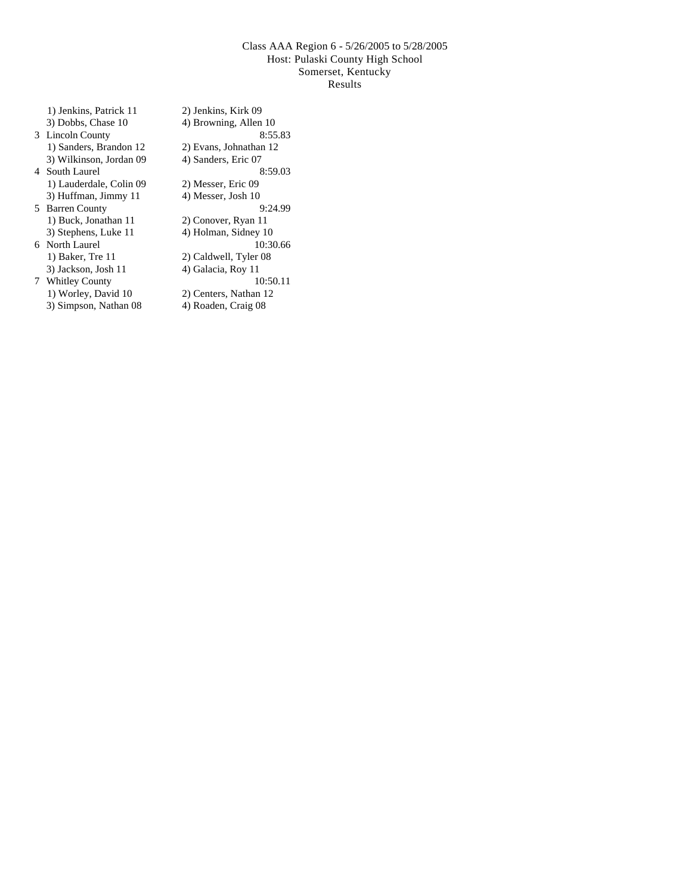Class AAA Region 6 - 5/26/2005 to 5/28/2005
Host: Pulaski County High School
Somerset, Kentucky
Results

| | | |
|---|---|---|
| | 1) Jenkins, Patrick 11 | 2) Jenkins, Kirk 09 |
| | 3) Dobbs, Chase 10 | 4) Browning, Allen 10 |
| 3 | Lincoln County | 8:55.83 |
| | 1) Sanders, Brandon 12 | 2) Evans, Johnathan 12 |
| | 3) Wilkinson, Jordan 09 | 4) Sanders, Eric 07 |
| 4 | South Laurel | 8:59.03 |
| | 1) Lauderdale, Colin 09 | 2) Messer, Eric 09 |
| | 3) Huffman, Jimmy 11 | 4) Messer, Josh 10 |
| 5 | Barren County | 9:24.99 |
| | 1) Buck, Jonathan 11 | 2) Conover, Ryan 11 |
| | 3) Stephens, Luke 11 | 4) Holman, Sidney 10 |
| 6 | North Laurel | 10:30.66 |
| | 1) Baker, Tre 11 | 2) Caldwell, Tyler 08 |
| | 3) Jackson, Josh 11 | 4) Galacia, Roy 11 |
| 7 | Whitley County | 10:50.11 |
| | 1) Worley, David 10 | 2) Centers, Nathan 12 |
| | 3) Simpson, Nathan 08 | 4) Roaden, Craig 08 |